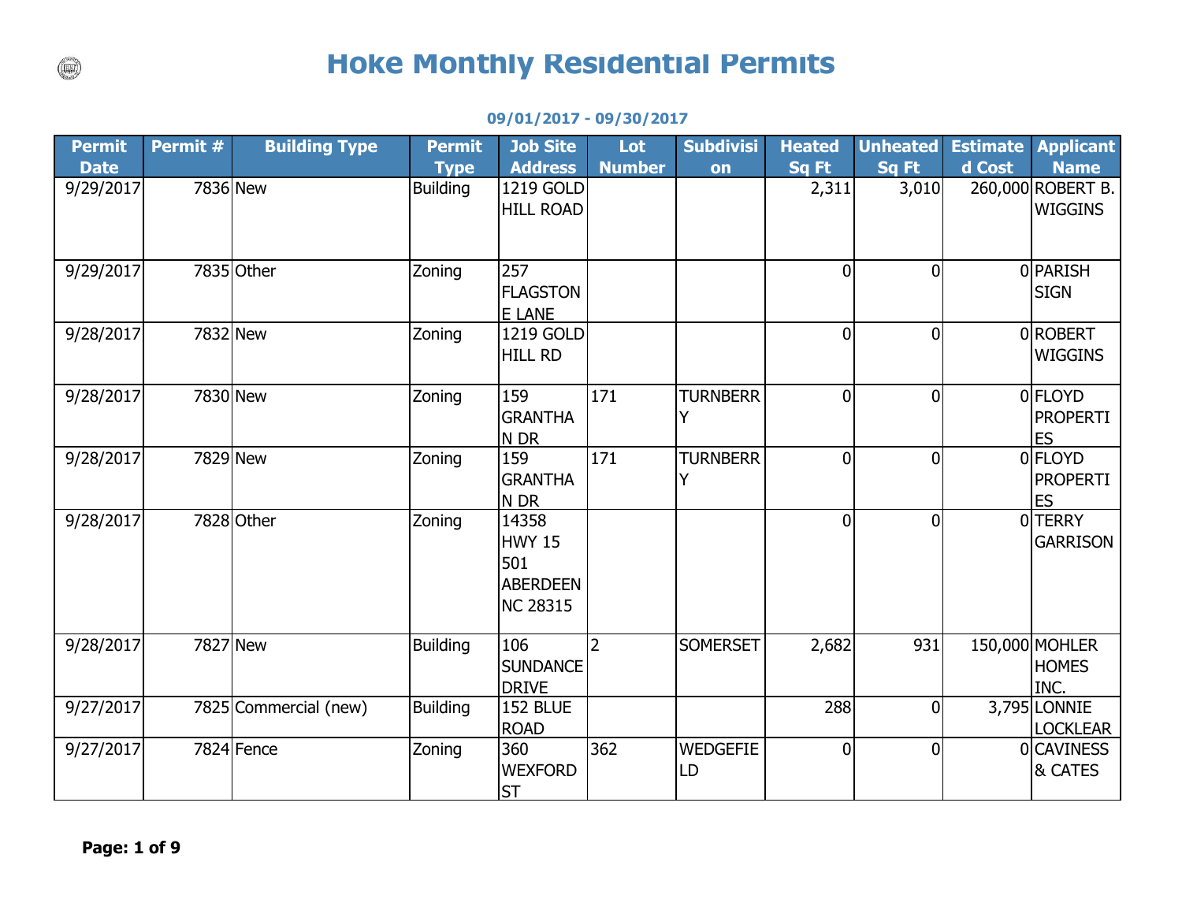# Hoke Monthly Residential Permits

**09/01/2017 - 09/30/2017**

| Permit Date | Permit # | Building Type | Permit Type | Job Site Address | Lot Number | Subdivision | Heated Sq Ft | Unheated Sq Ft | Estimated Cost | Applicant Name |
|---|---|---|---|---|---|---|---|---|---|---|
| 9/29/2017 | 7836 | New | Building | 1219 GOLD HILL ROAD | | | 2,311 | 3,010 | 260,000 | ROBERT B. WIGGINS |
| 9/29/2017 | 7835 | Other | Zoning | 257 FLAGSTONE LANE | | | 0 | 0 | 0 | PARISH SIGN |
| 9/28/2017 | 7832 | New | Zoning | 1219 GOLD HILL RD | | | 0 | 0 | 0 | ROBERT WIGGINS |
| 9/28/2017 | 7830 | New | Zoning | 159 GRANTHAN DR | 171 | TURNBERRY | 0 | 0 | 0 | FLOYD PROPERTIES |
| 9/28/2017 | 7829 | New | Zoning | 159 GRANTHAN DR | 171 | TURNBERRY | 0 | 0 | 0 | FLOYD PROPERTIES |
| 9/28/2017 | 7828 | Other | Zoning | 14358 HWY 15 501 ABERDEEN NC 28315 | | | 0 | 0 | 0 | TERRY GARRISON |
| 9/28/2017 | 7827 | New | Building | 106 SUNDANCE DRIVE | 2 | SOMERSET | 2,682 | 931 | 150,000 | MOHLER HOMES INC. |
| 9/27/2017 | 7825 | Commercial (new) | Building | 152 BLUE ROAD | | | 288 | 0 | 3,795 | LONNIE LOCKLEAR |
| 9/27/2017 | 7824 | Fence | Zoning | 360 WEXFORD ST | 362 | WEDGEFIELD | 0 | 0 | 0 | CAVINESS & CATES |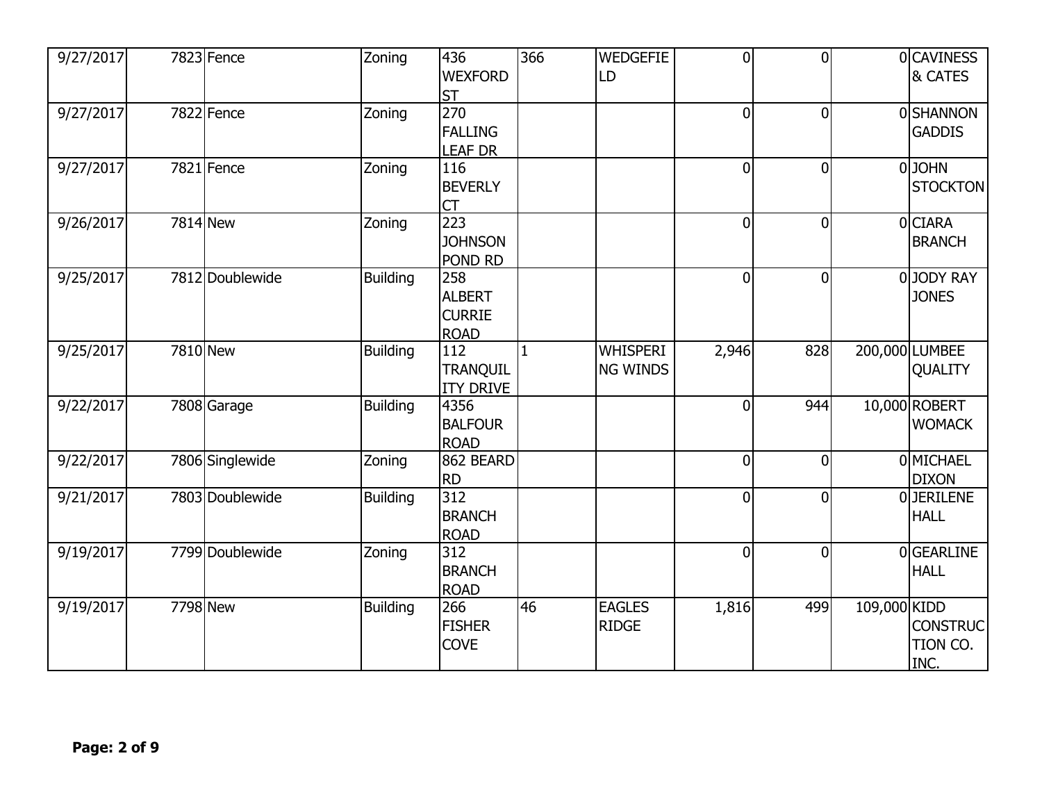| | | | | | | | | | | |
|---|---|---|---|---|---|---|---|---|---|---|
| 9/27/2017 | 7823 | Fence | Zoning | 436 WEXFORD ST | 366 | WEDGEFIELD | 0 | 0 | 0 | CAVINESS & CATES |
| 9/27/2017 | 7822 | Fence | Zoning | 270 FALLING LEAF DR | | | 0 | 0 | 0 | SHANNON GADDIS |
| 9/27/2017 | 7821 | Fence | Zoning | 116 BEVERLY CT | | | 0 | 0 | 0 | JOHN STOCKTON |
| 9/26/2017 | 7814 | New | Zoning | 223 JOHNSON POND RD | | | 0 | 0 | 0 | CIARA BRANCH |
| 9/25/2017 | 7812 | Doublewide | Building | 258 ALBERT CURRIE ROAD | | | 0 | 0 | 0 | JODY RAY JONES |
| 9/25/2017 | 7810 | New | Building | 112 TRANQUILITY DRIVE | 1 | WHISPERING WINDS | 2,946 | 828 | 200,000 | LUMBEE QUALITY |
| 9/22/2017 | 7808 | Garage | Building | 4356 BALFOUR ROAD | | | 0 | 944 | 10,000 | ROBERT WOMACK |
| 9/22/2017 | 7806 | Singlewide | Zoning | 862 BEARD RD | | | 0 | 0 | 0 | MICHAEL DIXON |
| 9/21/2017 | 7803 | Doublewide | Building | 312 BRANCH ROAD | | | 0 | 0 | 0 | JERILENE HALL |
| 9/19/2017 | 7799 | Doublewide | Zoning | 312 BRANCH ROAD | | | 0 | 0 | 0 | GEARLINE HALL |
| 9/19/2017 | 7798 | New | Building | 266 FISHER COVE | 46 | EAGLES RIDGE | 1,816 | 499 | 109,000 | KIDD CONSTRUCTION CO. INC. |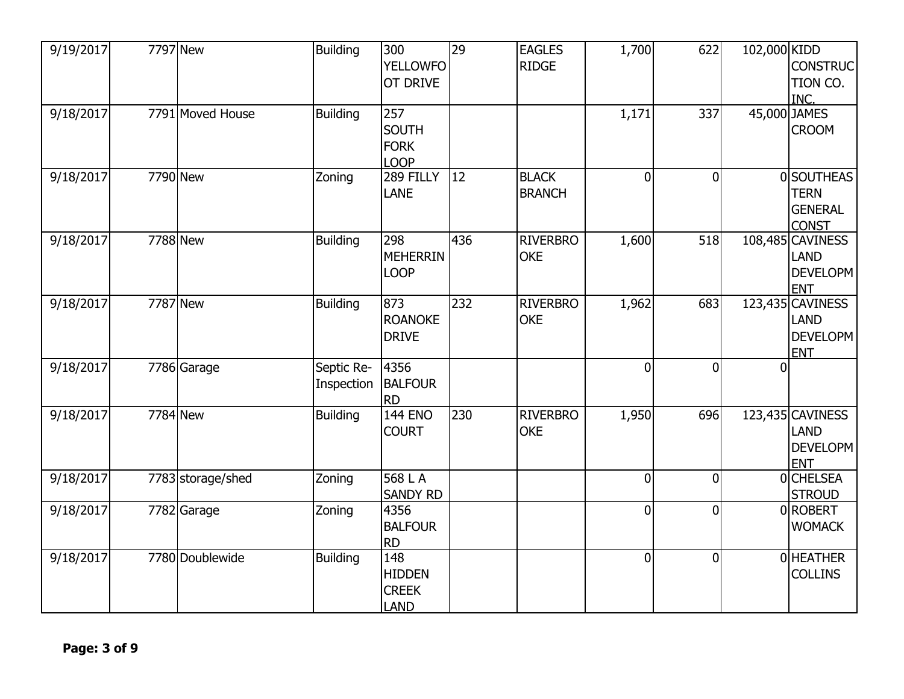| | | | | | | | | | | |
|---|---|---|---|---|---|---|---|---|---|---|
| 9/19/2017 | 7797 | New | Building | 300 YELLOWFOOT DRIVE | 29 | EAGLES RIDGE | 1,700 | 622 | 102,000 | KIDD CONSTRUCTION CO. INC. |
| 9/18/2017 | 7791 | Moved House | Building | 257 SOUTH FORK LOOP | | | 1,171 | 337 | 45,000 | JAMES CROOM |
| 9/18/2017 | 7790 | New | Zoning | 289 FILLY LANE | 12 | BLACK BRANCH | 0 | 0 | 0 | SOUTHEASTERN GENERAL CONST |
| 9/18/2017 | 7788 | New | Building | 298 MEHERRIN LOOP | 436 | RIVERBROOKE | 1,600 | 518 | 108,485 | CAVINESS LAND DEVELOPMENT |
| 9/18/2017 | 7787 | New | Building | 873 ROANOKE DRIVE | 232 | RIVERBROOKE | 1,962 | 683 | 123,435 | CAVINESS LAND DEVELOPMENT |
| 9/18/2017 | 7786 | Garage | Septic Re-Inspection | 4356 BALFOUR RD | | | 0 | 0 | 0 | |
| 9/18/2017 | 7784 | New | Building | 144 ENO COURT | 230 | RIVERBROOKE | 1,950 | 696 | 123,435 | CAVINESS LAND DEVELOPMENT |
| 9/18/2017 | 7783 | storage/shed | Zoning | 568 L A SANDY RD | | | 0 | 0 | 0 | CHELSEA STROUD |
| 9/18/2017 | 7782 | Garage | Zoning | 4356 BALFOUR RD | | | 0 | 0 | 0 | ROBERT WOMACK |
| 9/18/2017 | 7780 | Doublewide | Building | 148 HIDDEN CREEK LAND | | | 0 | 0 | 0 | HEATHER COLLINS |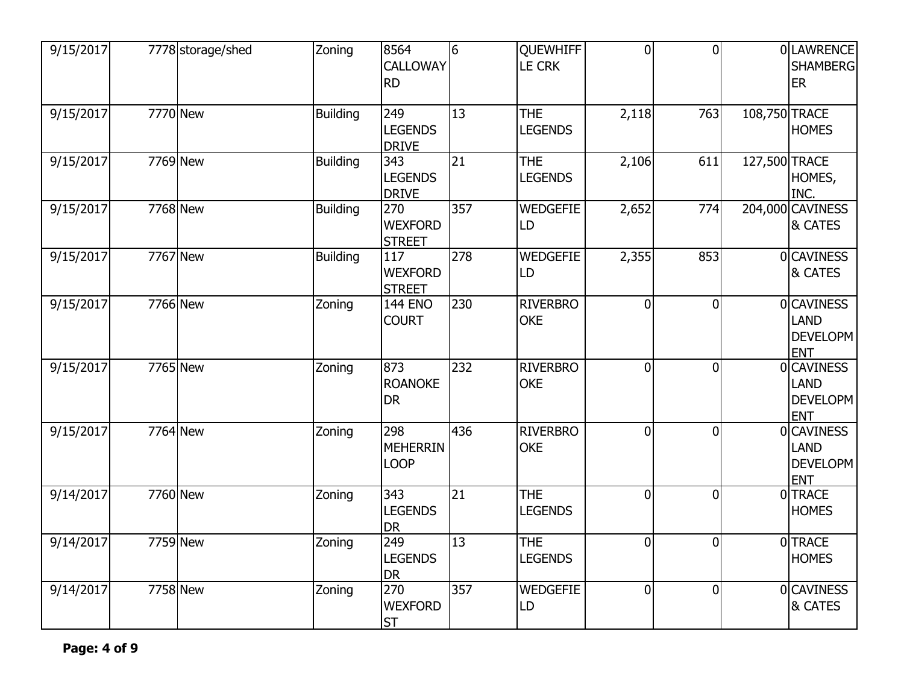| 9/15/2017 | 7778 | storage/shed | Zoning | 8564 CALLOWAY RD | 6 | QUEWHIFFLE CRK | 0 | 0 | 0 | LAWRENCE SHAMBERGER |
|---|---|---|---|---|---|---|---|---|---|---|
| 9/15/2017 | 7770 | New | Building | 249 LEGENDS DRIVE | 13 | THE LEGENDS | 2,118 | 763 | 108,750 | TRACE HOMES |
| 9/15/2017 | 7769 | New | Building | 343 LEGENDS DRIVE | 21 | THE LEGENDS | 2,106 | 611 | 127,500 | TRACE HOMES, INC. |
| 9/15/2017 | 7768 | New | Building | 270 WEXFORD STREET | 357 | WEDGEFIELD | 2,652 | 774 | 204,000 | CAVINESS & CATES |
| 9/15/2017 | 7767 | New | Building | 117 WEXFORD STREET | 278 | WEDGEFIELD | 2,355 | 853 | 0 | CAVINESS & CATES |
| 9/15/2017 | 7766 | New | Zoning | 144 ENO COURT | 230 | RIVERBROOKE | 0 | 0 | 0 | CAVINESS LAND DEVELOPMENT |
| 9/15/2017 | 7765 | New | Zoning | 873 ROANOKE DR | 232 | RIVERBROOKE | 0 | 0 | 0 | CAVINESS LAND DEVELOPMENT |
| 9/15/2017 | 7764 | New | Zoning | 298 MEHERRIN LOOP | 436 | RIVERBROOKE | 0 | 0 | 0 | CAVINESS LAND DEVELOPMENT |
| 9/14/2017 | 7760 | New | Zoning | 343 LEGENDS DR | 21 | THE LEGENDS | 0 | 0 | 0 | TRACE HOMES |
| 9/14/2017 | 7759 | New | Zoning | 249 LEGENDS DR | 13 | THE LEGENDS | 0 | 0 | 0 | TRACE HOMES |
| 9/14/2017 | 7758 | New | Zoning | 270 WEXFORD ST | 357 | WEDGEFIELD | 0 | 0 | 0 | CAVINESS & CATES |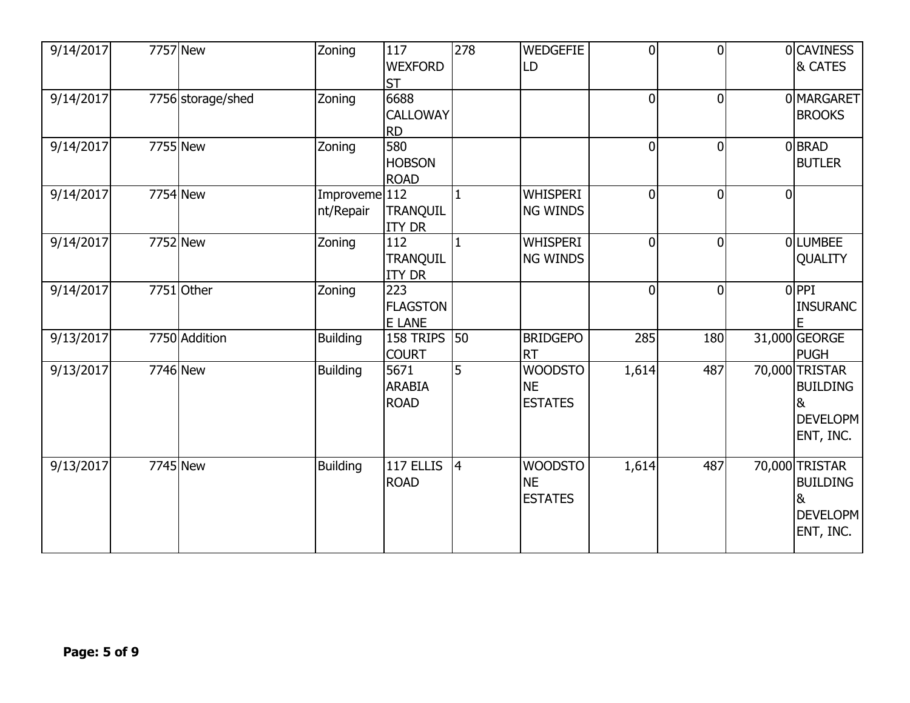| | | | | | | | | | | |
|---|---|---|---|---|---|---|---|---|---|---|
| 9/14/2017 | 7757 | New | Zoning | 117 WEXFORD ST | 278 | WEDGEFIELD | 0 | 0 | 0 | CAVINESS & CATES |
| 9/14/2017 | 7756 | storage/shed | Zoning | 6688 CALLOWAY RD | | | 0 | 0 | 0 | MARGARET BROOKS |
| 9/14/2017 | 7755 | New | Zoning | 580 HOBSON ROAD | | | 0 | 0 | 0 | BRAD BUTLER |
| 9/14/2017 | 7754 | New | Improvement/Repair | 112 TRANQUILITY DR | 1 | WHISPERING WINDS | 0 | 0 | 0 | |
| 9/14/2017 | 7752 | New | Zoning | 112 TRANQUILITY DR | 1 | WHISPERING WINDS | 0 | 0 | 0 | LUMBEE QUALITY |
| 9/14/2017 | 7751 | Other | Zoning | 223 FLAGSTONE LANE | | | 0 | 0 | 0 | PPI INSURANCE |
| 9/13/2017 | 7750 | Addition | Building | 158 TRIPS COURT | 50 | BRIDGEPORT | 285 | 180 | 31,000 | GEORGE PUGH |
| 9/13/2017 | 7746 | New | Building | 5671 ARABIA ROAD | 5 | WOODSTONE ESTATES | 1,614 | 487 | 70,000 | TRISTAR BUILDING & DEVELOPMENT, INC. |
| 9/13/2017 | 7745 | New | Building | 117 ELLIS ROAD | 4 | WOODSTONE ESTATES | 1,614 | 487 | 70,000 | TRISTAR BUILDING & DEVELOPMENT, INC. |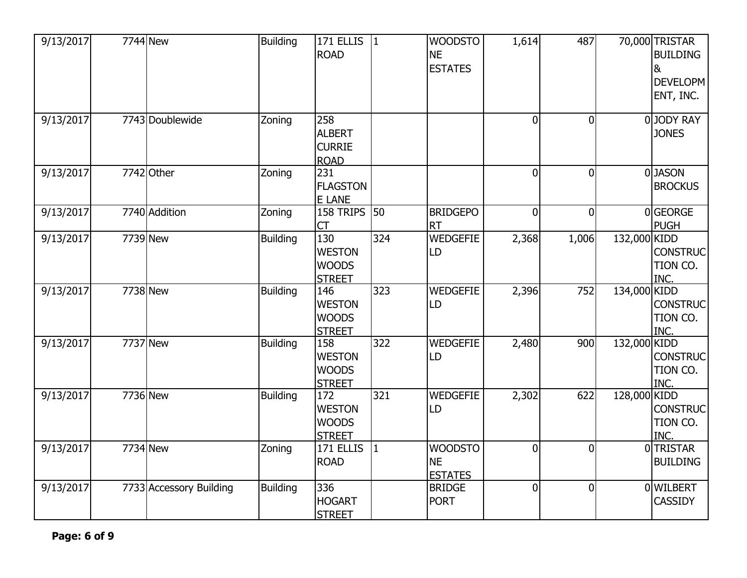| | | | | | | | | | | |
|---|---|---|---|---|---|---|---|---|---|---|
| 9/13/2017 | 7744 | New | Building | 171 ELLIS ROAD | 1 | WOODSTONE ESTATES | 1,614 | 487 | 70,000 | TRISTAR BUILDING & DEVELOPMENT, INC. |
| 9/13/2017 | 7743 | Doublewide | Zoning | 258 ALBERT CURRIE ROAD | | | 0 | 0 | 0 | JODY RAY JONES |
| 9/13/2017 | 7742 | Other | Zoning | 231 FLAGSTONE LANE | | | 0 | 0 | 0 | JASON BROCKUS |
| 9/13/2017 | 7740 | Addition | Zoning | 158 TRIPS CT | 50 | BRIDGEPORT | 0 | 0 | 0 | GEORGE PUGH |
| 9/13/2017 | 7739 | New | Building | 130 WESTON WOODS STREET | 324 | WEDGEFIELD | 2,368 | 1,006 | 132,000 | KIDD CONSTRUCTION CO. INC. |
| 9/13/2017 | 7738 | New | Building | 146 WESTON WOODS STREET | 323 | WEDGEFIELD | 2,396 | 752 | 134,000 | KIDD CONSTRUCTION CO. INC. |
| 9/13/2017 | 7737 | New | Building | 158 WESTON WOODS STREET | 322 | WEDGEFIELD | 2,480 | 900 | 132,000 | KIDD CONSTRUCTION CO. INC. |
| 9/13/2017 | 7736 | New | Building | 172 WESTON WOODS STREET | 321 | WEDGEFIELD | 2,302 | 622 | 128,000 | KIDD CONSTRUCTION CO. INC. |
| 9/13/2017 | 7734 | New | Zoning | 171 ELLIS ROAD | 1 | WOODSTONE ESTATES | 0 | 0 | 0 | TRISTAR BUILDING |
| 9/13/2017 | 7733 | Accessory Building | Building | 336 HOGART STREET | | BRIDGE PORT | 0 | 0 | 0 | WILBERT CASSIDY |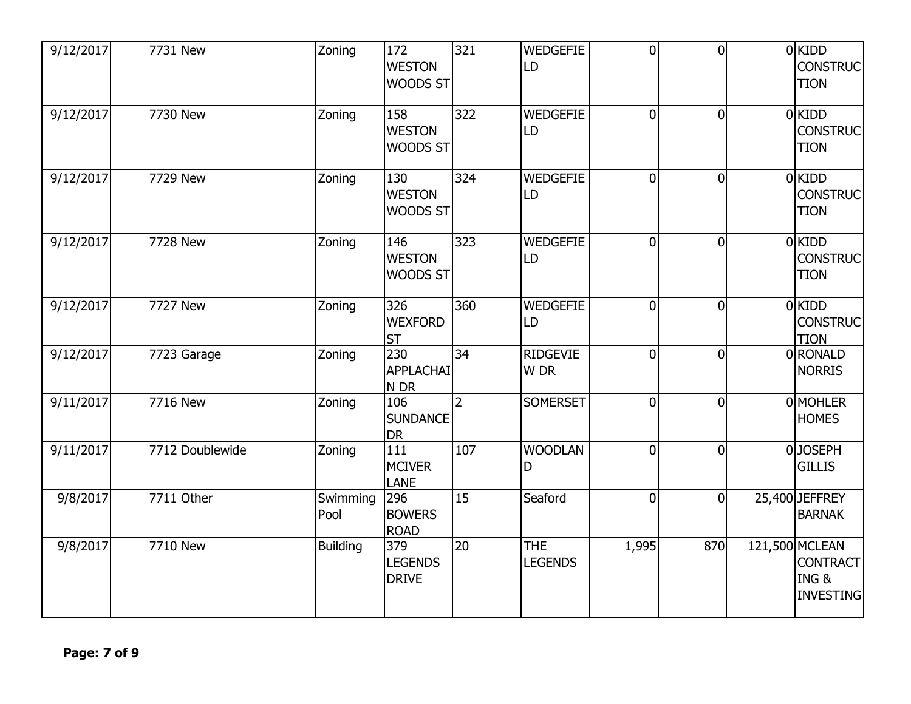| | | | | | | | | | | |
|---|---|---|---|---|---|---|---|---|---|---|
| 9/12/2017 | 7731 | New | Zoning | 172 WESTON WOODS ST | 321 | WEDGEFIELD | 0 | 0 | 0 | KIDD CONSTRUCTION |
| 9/12/2017 | 7730 | New | Zoning | 158 WESTON WOODS ST | 322 | WEDGEFIELD | 0 | 0 | 0 | KIDD CONSTRUCTION |
| 9/12/2017 | 7729 | New | Zoning | 130 WESTON WOODS ST | 324 | WEDGEFIELD | 0 | 0 | 0 | KIDD CONSTRUCTION |
| 9/12/2017 | 7728 | New | Zoning | 146 WESTON WOODS ST | 323 | WEDGEFIELD | 0 | 0 | 0 | KIDD CONSTRUCTION |
| 9/12/2017 | 7727 | New | Zoning | 326 WEXFORD ST | 360 | WEDGEFIELD | 0 | 0 | 0 | KIDD CONSTRUCTION |
| 9/12/2017 | 7723 | Garage | Zoning | 230 APPLACHAIN DR | 34 | RIDGEVIEW DR | 0 | 0 | 0 | RONALD NORRIS |
| 9/11/2017 | 7716 | New | Zoning | 106 SUNDANCE DR | 2 | SOMERSET | 0 | 0 | 0 | MOHLER HOMES |
| 9/11/2017 | 7712 | Doublewide | Zoning | 111 MCIVER LANE | 107 | WOODLAND | 0 | 0 | 0 | JOSEPH GILLIS |
| 9/8/2017 | 7711 | Other | Swimming Pool | 296 BOWERS ROAD | 15 | Seaford | 0 | 0 | 25,400 | JEFFREY BARNAK |
| 9/8/2017 | 7710 | New | Building | 379 LEGENDS DRIVE | 20 | THE LEGENDS | 1,995 | 870 | 121,500 | MCLEAN CONTRACTING & INVESTING |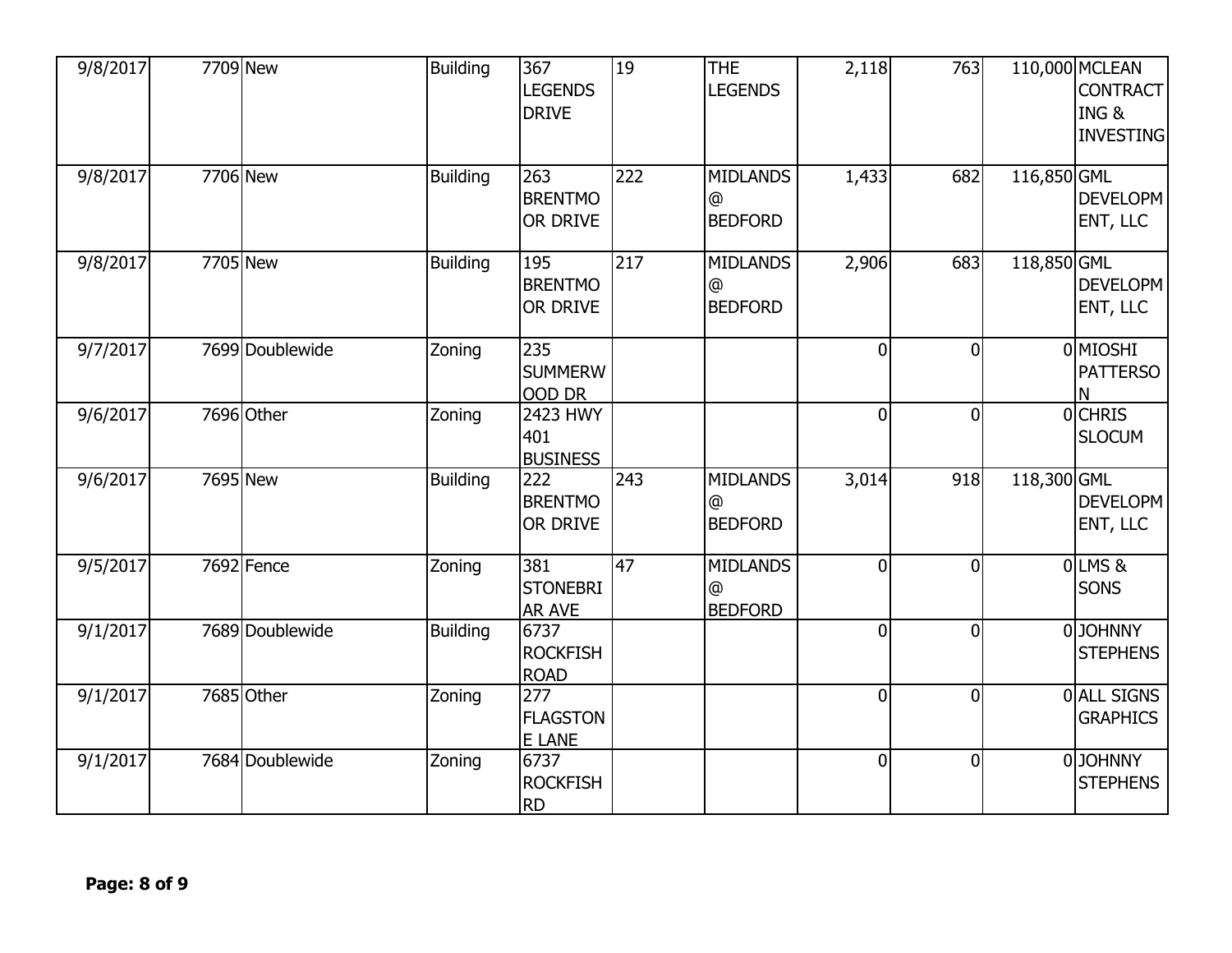| | | | | | | | | | | |
|---|---|---|---|---|---|---|---|---|---|---|
| 9/8/2017 | 7709 | New | Building | 367 LEGENDS DRIVE | 19 | THE LEGENDS | 2,118 | 763 | 110,000 | MCLEAN CONTRACTING & INVESTING |
| 9/8/2017 | 7706 | New | Building | 263 BRENTMOOR DRIVE | 222 | MIDLANDS @ BEDFORD | 1,433 | 682 | 116,850 | GML DEVELOPMENT, LLC |
| 9/8/2017 | 7705 | New | Building | 195 BRENTMOOR DRIVE | 217 | MIDLANDS @ BEDFORD | 2,906 | 683 | 118,850 | GML DEVELOPMENT, LLC |
| 9/7/2017 | 7699 | Doublewide | Zoning | 235 SUMMERWOOD DR | | | 0 | 0 | 0 | MIOSHI PATTERSON |
| 9/6/2017 | 7696 | Other | Zoning | 2423 HWY 401 BUSINESS | | | 0 | 0 | 0 | CHRIS SLOCUM |
| 9/6/2017 | 7695 | New | Building | 222 BRENTMOOR DRIVE | 243 | MIDLANDS @ BEDFORD | 3,014 | 918 | 118,300 | GML DEVELOPMENT, LLC |
| 9/5/2017 | 7692 | Fence | Zoning | 381 STONEBRIAR AVE | 47 | MIDLANDS @ BEDFORD | 0 | 0 | 0 | LMS & SONS |
| 9/1/2017 | 7689 | Doublewide | Building | 6737 ROCKFISH ROAD | | | 0 | 0 | 0 | JOHNNY STEPHENS |
| 9/1/2017 | 7685 | Other | Zoning | 277 FLAGSTONE LANE | | | 0 | 0 | 0 | ALL SIGNS GRAPHICS |
| 9/1/2017 | 7684 | Doublewide | Zoning | 6737 ROCKFISH RD | | | 0 | 0 | 0 | JOHNNY STEPHENS |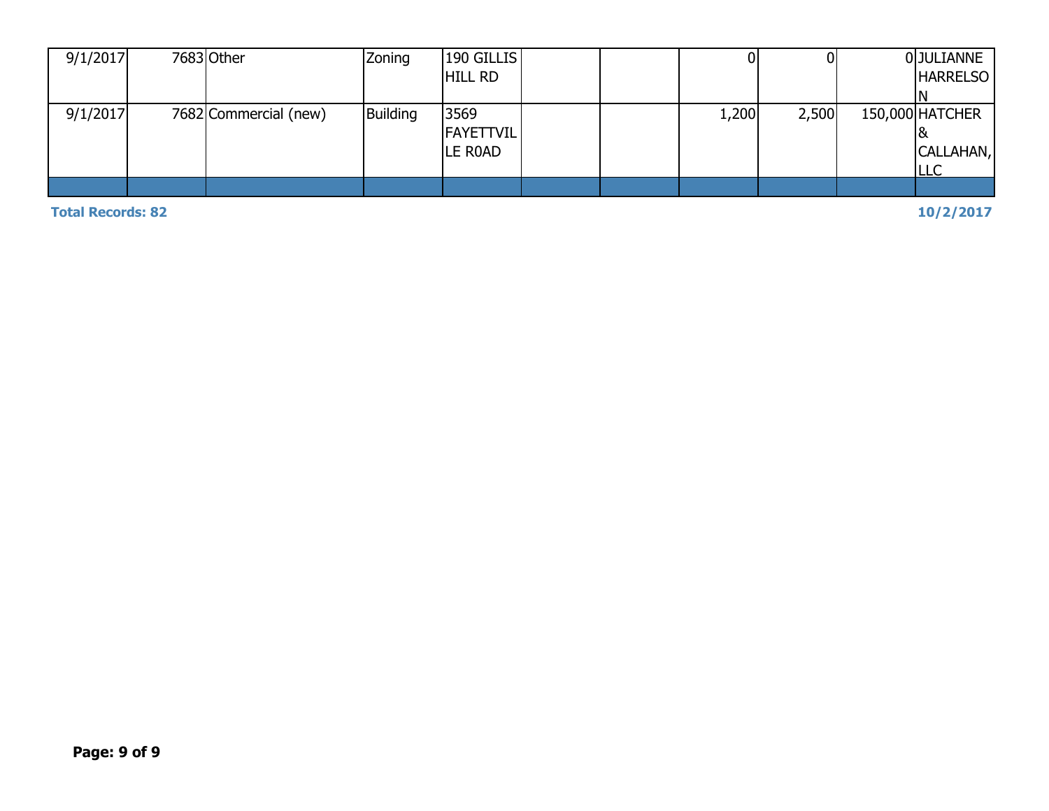| | | | | | | | | | | |
|---|---|---|---|---|---|---|---|---|---|---|
| 9/1/2017 | 7683 | Other | Zoning | 190 GILLIS HILL RD | | | 0 | 0 | 0 | JULIANNE HARRELSON |
| 9/1/2017 | 7682 | Commercial (new) | Building | 3569 FAYETTVILLE R0AD | | | 1,200 | 2,500 | 150,000 | HATCHER & CALLAHAN, LLC |
| | | | | | | | | | | |

**Total Records: 82**

**10/2/2017**